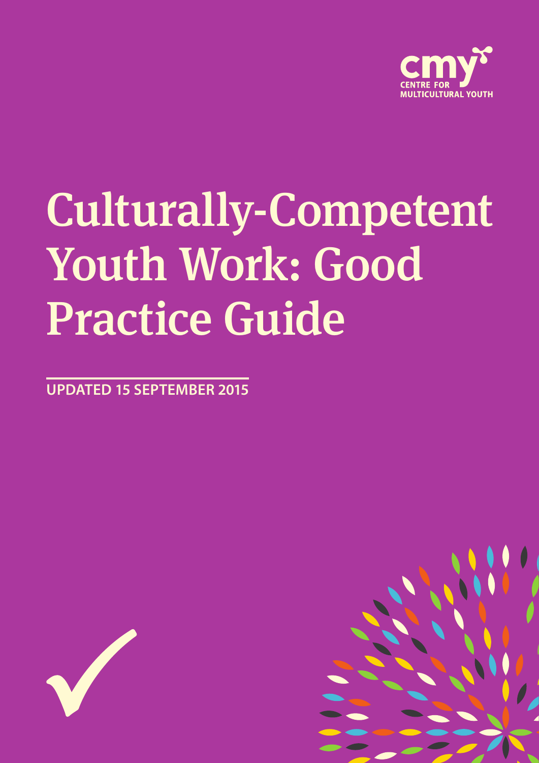cmy
CENTRE FOR
MULTICULTURAL YOUTH

# Culturally-Competent Youth Work: Good Practice Guide

**UPDATED 15 SEPTEMBER 2015**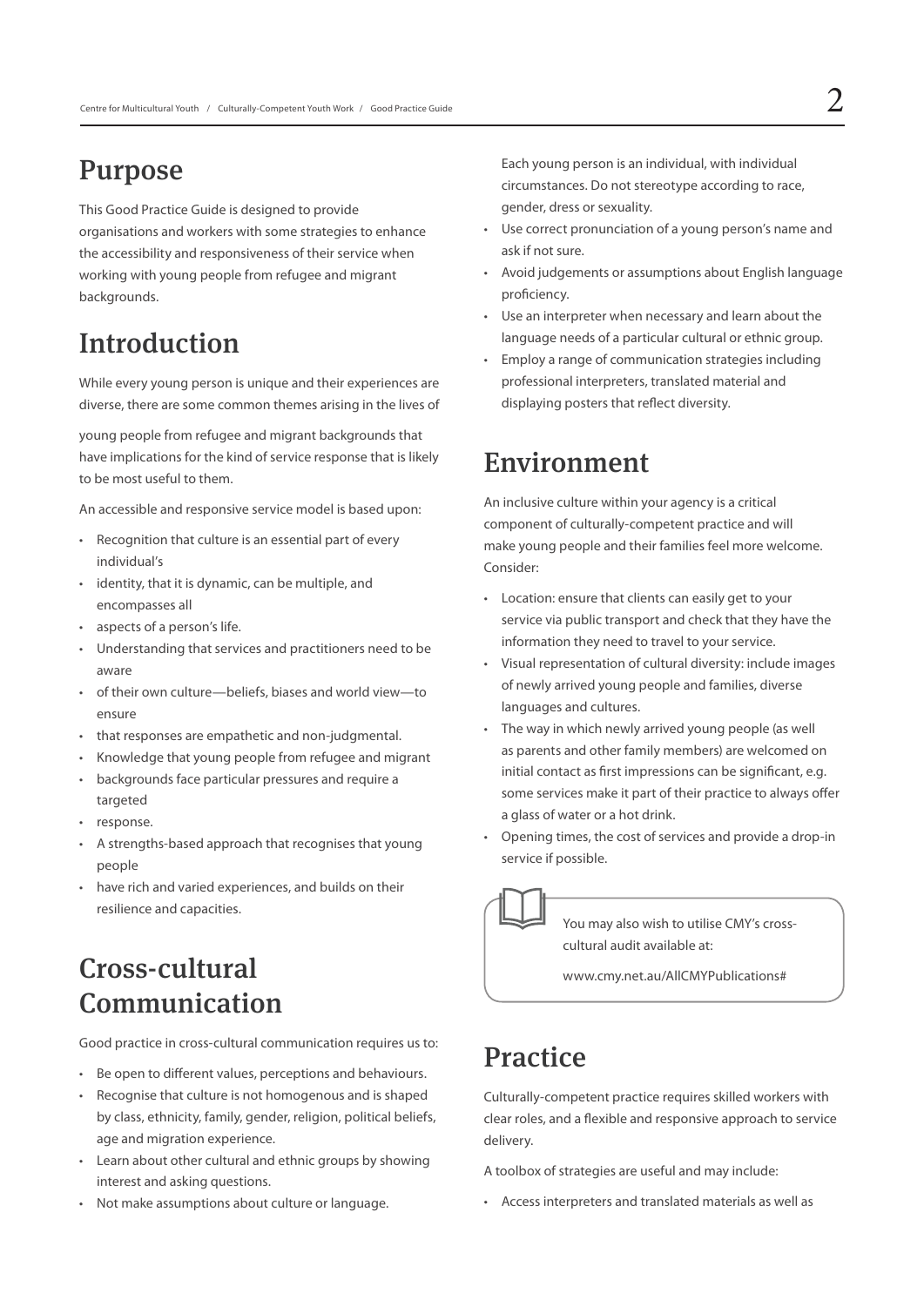## Purpose

This Good Practice Guide is designed to provide organisations and workers with some strategies to enhance the accessibility and responsiveness of their service when working with young people from refugee and migrant backgrounds.

## Introduction

While every young person is unique and their experiences are diverse, there are some common themes arising in the lives of

young people from refugee and migrant backgrounds that have implications for the kind of service response that is likely to be most useful to them.

An accessible and responsive service model is based upon:

- Recognition that culture is an essential part of every individual's
- identity, that it is dynamic, can be multiple, and encompasses all
- aspects of a person's life.
- Understanding that services and practitioners need to be aware
- of their own culture—beliefs, biases and world view—to ensure
- that responses are empathetic and non-judgmental.
- Knowledge that young people from refugee and migrant
- backgrounds face particular pressures and require a targeted
- response.
- A strengths-based approach that recognises that young people
- have rich and varied experiences, and builds on their resilience and capacities.

## Cross-cultural Communication

Good practice in cross-cultural communication requires us to:

- Be open to different values, perceptions and behaviours.
- Recognise that culture is not homogenous and is shaped by class, ethnicity, family, gender, religion, political beliefs, age and migration experience.
- Learn about other cultural and ethnic groups by showing interest and asking questions.
- Not make assumptions about culture or language.

  Each young person is an individual, with individual circumstances. Do not stereotype according to race, gender, dress or sexuality.
- Use correct pronunciation of a young person's name and ask if not sure.
- Avoid judgements or assumptions about English language proficiency.
- Use an interpreter when necessary and learn about the language needs of a particular cultural or ethnic group.
- Employ a range of communication strategies including professional interpreters, translated material and displaying posters that reflect diversity.

## Environment

An inclusive culture within your agency is a critical component of culturally-competent practice and will make young people and their families feel more welcome. Consider:

- Location: ensure that clients can easily get to your service via public transport and check that they have the information they need to travel to your service.
- Visual representation of cultural diversity: include images of newly arrived young people and families, diverse languages and cultures.
- The way in which newly arrived young people (as well as parents and other family members) are welcomed on initial contact as first impressions can be significant, e.g. some services make it part of their practice to always offer a glass of water or a hot drink.
- Opening times, the cost of services and provide a drop-in service if possible.

> You may also wish to utilise CMY's cross-cultural audit available at:
>
> www.cmy.net.au/AllCMYPublications#

## Practice

Culturally-competent practice requires skilled workers with clear roles, and a flexible and responsive approach to service delivery.

A toolbox of strategies are useful and may include:

- Access interpreters and translated materials as well as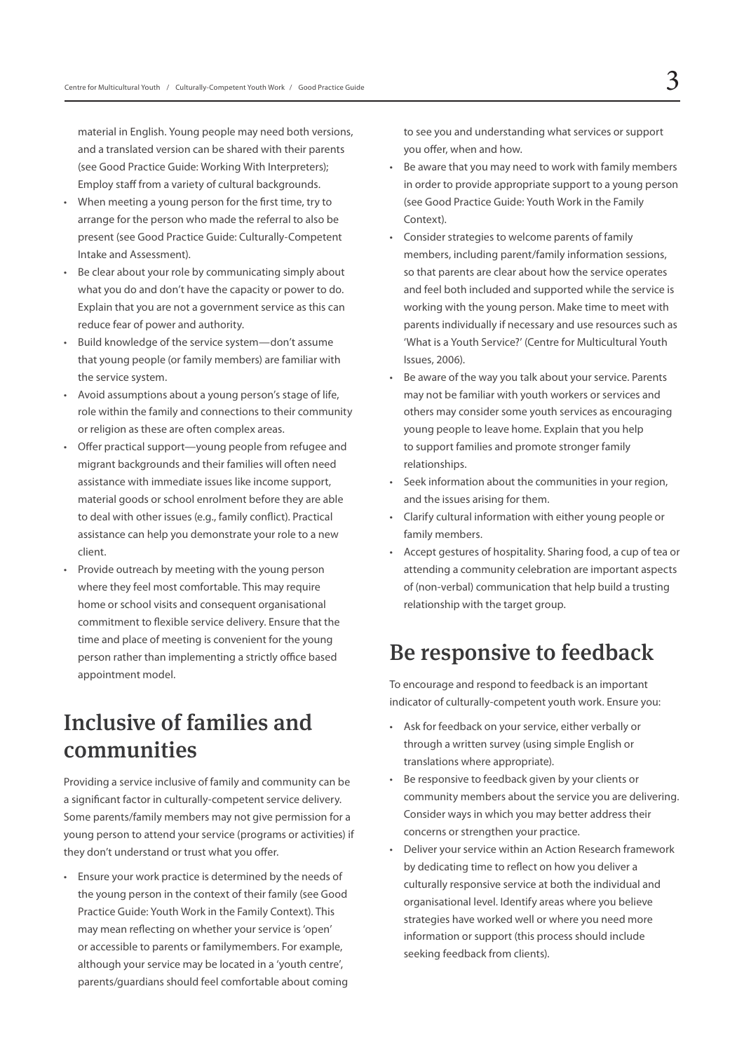material in English. Young people may need both versions, and a translated version can be shared with their parents (see Good Practice Guide: Working With Interpreters); Employ staff from a variety of cultural backgrounds.

- When meeting a young person for the first time, try to arrange for the person who made the referral to also be present (see Good Practice Guide: Culturally-Competent Intake and Assessment).
- Be clear about your role by communicating simply about what you do and don't have the capacity or power to do. Explain that you are not a government service as this can reduce fear of power and authority.
- Build knowledge of the service system—don't assume that young people (or family members) are familiar with the service system.
- Avoid assumptions about a young person's stage of life, role within the family and connections to their community or religion as these are often complex areas.
- Offer practical support—young people from refugee and migrant backgrounds and their families will often need assistance with immediate issues like income support, material goods or school enrolment before they are able to deal with other issues (e.g., family conflict). Practical assistance can help you demonstrate your role to a new client.
- Provide outreach by meeting with the young person where they feel most comfortable. This may require home or school visits and consequent organisational commitment to flexible service delivery. Ensure that the time and place of meeting is convenient for the young person rather than implementing a strictly office based appointment model.

## Inclusive of families and communities

Providing a service inclusive of family and community can be a significant factor in culturally-competent service delivery. Some parents/family members may not give permission for a young person to attend your service (programs or activities) if they don't understand or trust what you offer.

- Ensure your work practice is determined by the needs of the young person in the context of their family (see Good Practice Guide: Youth Work in the Family Context). This may mean reflecting on whether your service is 'open' or accessible to parents or familymembers. For example, although your service may be located in a 'youth centre', parents/guardians should feel comfortable about coming to see you and understanding what services or support you offer, when and how.
- Be aware that you may need to work with family members in order to provide appropriate support to a young person (see Good Practice Guide: Youth Work in the Family Context).
- Consider strategies to welcome parents of family members, including parent/family information sessions, so that parents are clear about how the service operates and feel both included and supported while the service is working with the young person. Make time to meet with parents individually if necessary and use resources such as 'What is a Youth Service?' (Centre for Multicultural Youth Issues, 2006).
- Be aware of the way you talk about your service. Parents may not be familiar with youth workers or services and others may consider some youth services as encouraging young people to leave home. Explain that you help to support families and promote stronger family relationships.
- Seek information about the communities in your region, and the issues arising for them.
- Clarify cultural information with either young people or family members.
- Accept gestures of hospitality. Sharing food, a cup of tea or attending a community celebration are important aspects of (non-verbal) communication that help build a trusting relationship with the target group.

## Be responsive to feedback

To encourage and respond to feedback is an important indicator of culturally-competent youth work. Ensure you:

- Ask for feedback on your service, either verbally or through a written survey (using simple English or translations where appropriate).
- Be responsive to feedback given by your clients or community members about the service you are delivering. Consider ways in which you may better address their concerns or strengthen your practice.
- Deliver your service within an Action Research framework by dedicating time to reflect on how you deliver a culturally responsive service at both the individual and organisational level. Identify areas where you believe strategies have worked well or where you need more information or support (this process should include seeking feedback from clients).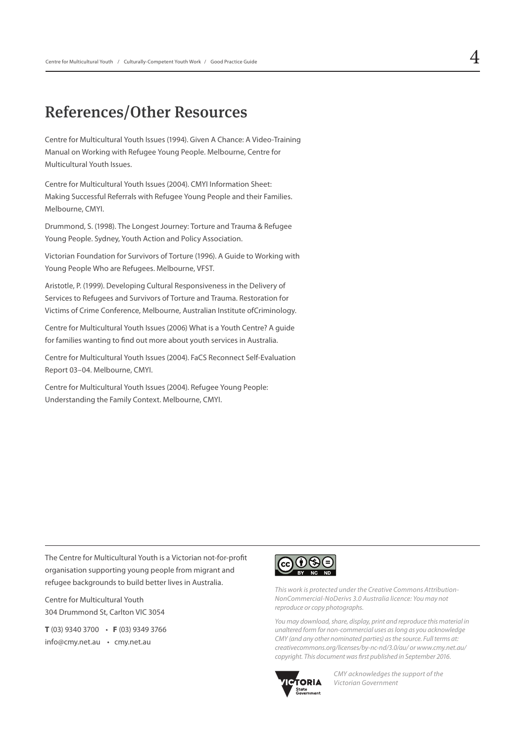## References/Other Resources

Centre for Multicultural Youth Issues (1994). Given A Chance: A Video-Training Manual on Working with Refugee Young People. Melbourne, Centre for Multicultural Youth Issues.

Centre for Multicultural Youth Issues (2004). CMYI Information Sheet: Making Successful Referrals with Refugee Young People and their Families. Melbourne, CMYI.

Drummond, S. (1998). The Longest Journey: Torture and Trauma & Refugee Young People. Sydney, Youth Action and Policy Association.

Victorian Foundation for Survivors of Torture (1996). A Guide to Working with Young People Who are Refugees. Melbourne, VFST.

Aristotle, P. (1999). Developing Cultural Responsiveness in the Delivery of Services to Refugees and Survivors of Torture and Trauma. Restoration for Victims of Crime Conference, Melbourne, Australian Institute ofCriminology.

Centre for Multicultural Youth Issues (2006) What is a Youth Centre? A guide for families wanting to find out more about youth services in Australia.

Centre for Multicultural Youth Issues (2004). FaCS Reconnect Self-Evaluation Report 03–04. Melbourne, CMYI.

Centre for Multicultural Youth Issues (2004). Refugee Young People: Understanding the Family Context. Melbourne, CMYI.

---

The Centre for Multicultural Youth is a Victorian not-for-profit organisation supporting young people from migrant and refugee backgrounds to build better lives in Australia.

Centre for Multicultural Youth
304 Drummond St, Carlton VIC 3054

**T** (03) 9340 3700 • **F** (03) 9349 3766
info@cmy.net.au • cmy.net.au

*This work is protected under the Creative Commons Attribution-NonCommercial-NoDerivs 3.0 Australia licence: You may not reproduce or copy photographs.*

*You may download, share, display, print and reproduce this material in unaltered form for non-commercial uses as long as you acknowledge CMY (and any other nominated parties) as the source. Full terms at: creativecommons.org/licenses/by-nc-nd/3.0/au/ or www.cmy.net.au/copyright. This document was first published in September 2016.*

*CMY acknowledges the support of the Victorian Government*